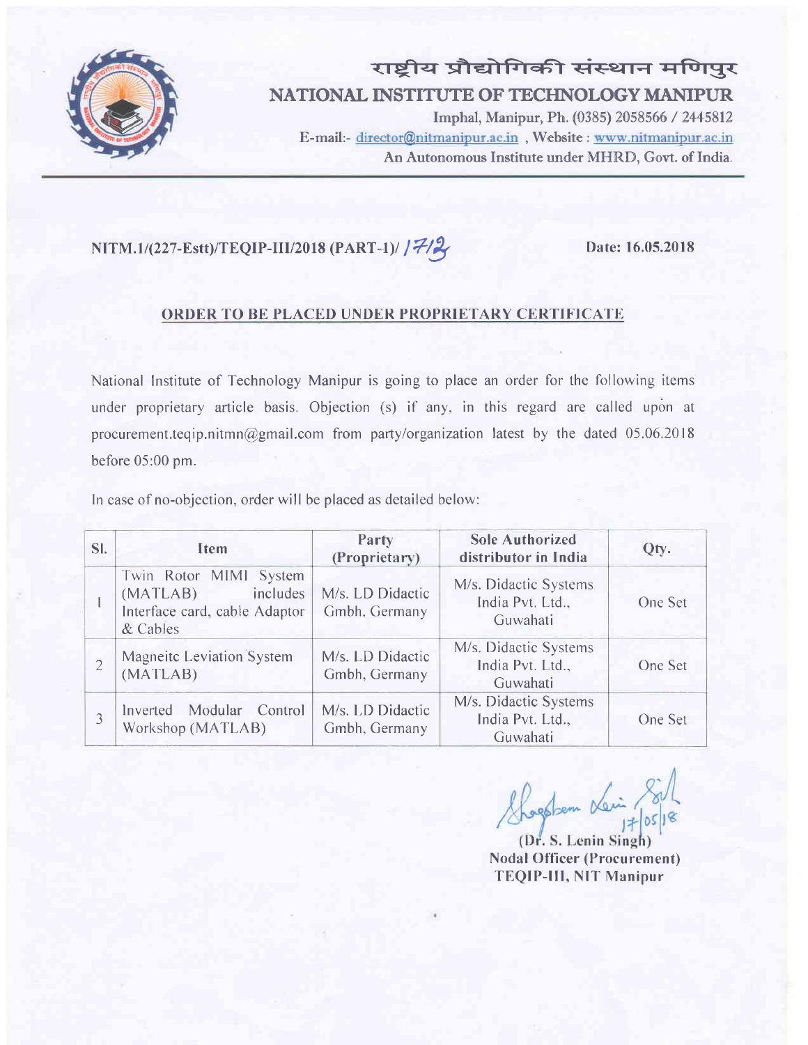# राष्ट्रीय प्रौद्योगिकी संस्थान मणिपुर

## NATIONAL INSTITUTE OF TECHNOLOGY MANIPUR

Imphal, Manipur, Ph. (0385) 2058566 / 2445812

E-mail:- director@nitmanipur.ac.in , Website : www.nitmanipur.ac.in

An Autonomous Institute under MHRD, Govt. of India.

---

**NITM.1/(227-Estt)/TEQIP-III/2018 (PART-1)/ 1712** **Date: 16.05.2018**

### ORDER TO BE PLACED UNDER PROPRIETARY CERTIFICATE

National Institute of Technology Manipur is going to place an order for the following items under proprietary article basis. Objection (s) if any, in this regard are called upon at procurement.teqip.nitmn@gmail.com from party/organization latest by the dated 05.06.2018 before 05:00 pm.

In case of no-objection, order will be placed as detailed below:

| Sl. | Item | Party (Proprietary) | Sole Authorized distributor in India | Qty. |
|---|---|---|---|---|
| 1 | Twin Rotor MIMI System (MATLAB) includes Interface card, cable Adaptor & Cables | M/s. LD Didactic Gmbh, Germany | M/s. Didactic Systems India Pvt. Ltd., Guwahati | One Set |
| 2 | Magneitc Leviation System (MATLAB) | M/s. LD Didactic Gmbh, Germany | M/s. Didactic Systems India Pvt. Ltd., Guwahati | One Set |
| 3 | Inverted Modular Control Workshop (MATLAB) | M/s. LD Didactic Gmbh, Germany | M/s. Didactic Systems India Pvt. Ltd., Guwahati | One Set |

17/05/18

(Dr. S. Lenin Singh)
**Nodal Officer (Procurement)**
**TEQIP-III, NIT Manipur**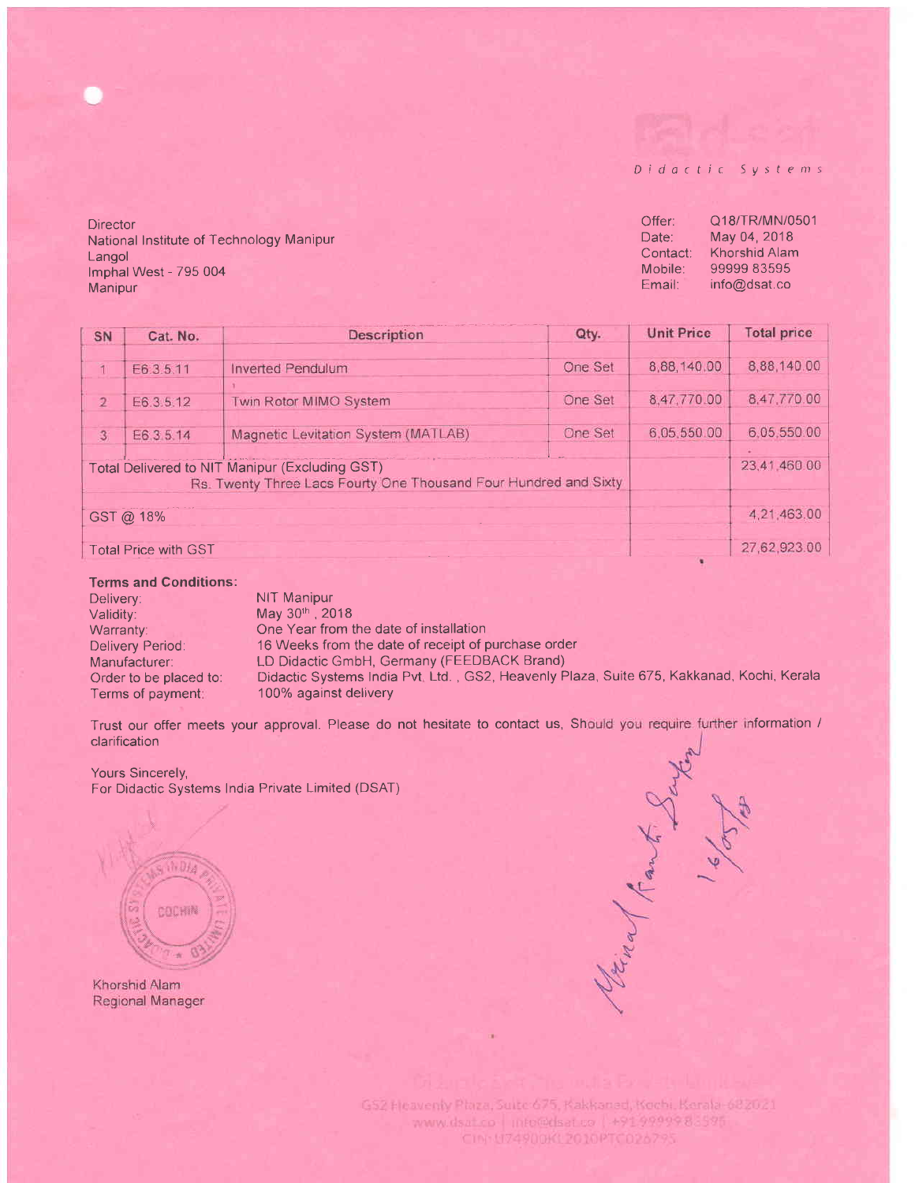Didactic Systems

Director
National Institute of Technology Manipur
Langol
Imphal West - 795 004
Manipur

Offer: Q18/TR/MN/0501
Date: May 04, 2018
Contact: Khorshid Alam
Mobile: 99999 83595
Email: info@dsat.co

| SN | Cat. No. | Description | Qty. | Unit Price | Total price |
|---|---|---|---|---|---|
| 1 | E6.3.5.11 | Inverted Pendulum | One Set | 8,88,140.00 | 8,88,140.00 |
| 2 | E6.3.5.12 | Twin Rotor MIMO System | One Set | 8,47,770.00 | 8,47,770.00 |
| 3 | E6.3.5.14 | Magnetic Levitation System (MATLAB) | One Set | 6,05,550.00 | 6,05,550.00 |
| Total Delivered to NIT Manipur (Excluding GST) Rs. Twenty Three Lacs Fourty One Thousand Four Hundred and Sixty | | | | | 23,41,460.00 |
| GST @ 18% | | | | | 4,21,463.00 |
| Total Price with GST | | | | | 27,62,923.00 |

**Terms and Conditions:**

Delivery: NIT Manipur
Validity: May 30th, 2018
Warranty: One Year from the date of installation
Delivery Period: 16 Weeks from the date of receipt of purchase order
Manufacturer: LD Didactic GmbH, Germany (FEEDBACK Brand)
Order to be placed to: Didactic Systems India Pvt. Ltd., GS2, Heavenly Plaza, Suite 675, Kakkanad, Kochi, Kerala
Terms of payment: 100% against delivery

Trust our offer meets your approval. Please do not hesitate to contact us, Should you require further information / clarification

Yours Sincerely,
For Didactic Systems India Private Limited (DSAT)

Khorshid Alam
Regional Manager

GS2 Heavenly Plaza, Suite 675, Kakkanad, Kochi, Kerala-682021
www.dsat.co | info@dsat.co | +91 99999 83595
CIN: U74900KL2010PTC026795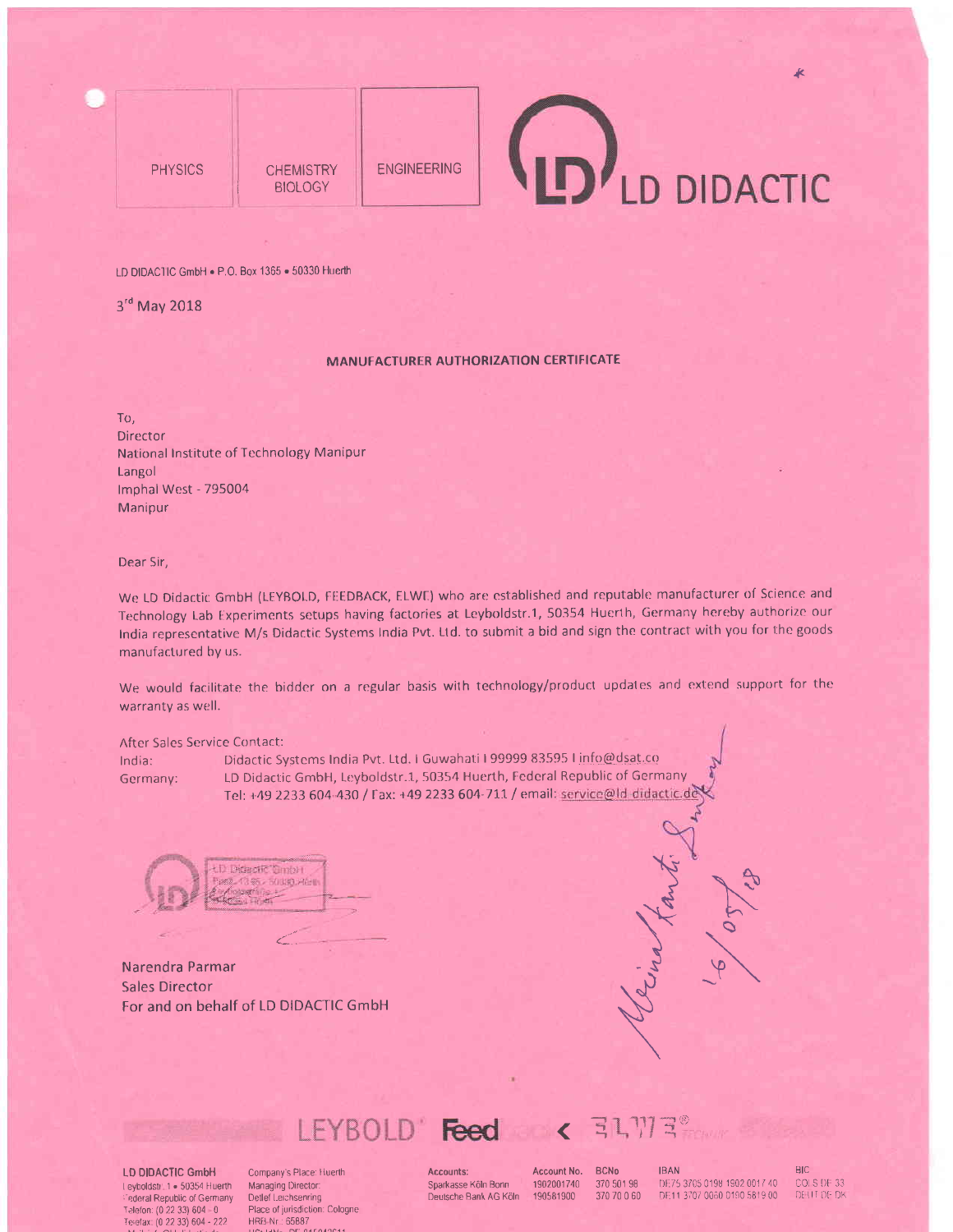PHYSICS | CHEMISTRY BIOLOGY | ENGINEERING

LD DIDACTIC

LD DIDACTIC GmbH • P.O. Box 1365 • 50330 Huerth

3rd May 2018

## MANUFACTURER AUTHORIZATION CERTIFICATE

To,
Director
National Institute of Technology Manipur
Langol
Imphal West - 795004
Manipur

Dear Sir,

We LD Didactic GmbH (LEYBOLD, FEEDBACK, ELWE) who are established and reputable manufacturer of Science and Technology Lab Experiments setups having factories at Leyboldstr.1, 50354 Huerth, Germany hereby authorize our India representative M/s Didactic Systems India Pvt. Ltd. to submit a bid and sign the contract with you for the goods manufactured by us.

We would facilitate the bidder on a regular basis with technology/product updates and extend support for the warranty as well.

After Sales Service Contact:

India: Didactic Systems India Pvt. Ltd. I Guwahati I 99999 83595 I info@dsat.co

Germany: LD Didactic GmbH, Leyboldstr.1, 50354 Huerth, Federal Republic of Germany
Tel: +49 2233 604-430 / Fax: +49 2233 604-711 / email: service@ld-didactic.de

LD Didactic GmbH

Narendra Parmar
Sales Director
For and on behalf of LD DIDACTIC GmbH

Moina Kanti Sarkar 16/05/18

LEYBOLD Feed ELWE

**LD DIDACTIC GmbH**
Leyboldstr. 1 • 50354 Huerth
Federal Republic of Germany
Telefon: (0 22 33) 604 - 0
Telefax: (0 22 33) 604 - 222

Company's Place: Huerth
Managing Director: Detlef Leichsenring
Place of jurisdiction: Cologne
HRB-Nr.: 65887

| Accounts: | Account No. | BCNo | IBAN | BIC |
|---|---|---|---|---|
| Sparkasse Köln Bonn | 1902001740 | 370 501 98 | DE75 3705 0198 1902 0017 40 | COLS DE 33 |
| Deutsche Bank AG Köln | 190581900 | 370 70 0 60 | DE11 3707 0060 0190 5819 00 | DEUT DE DK |